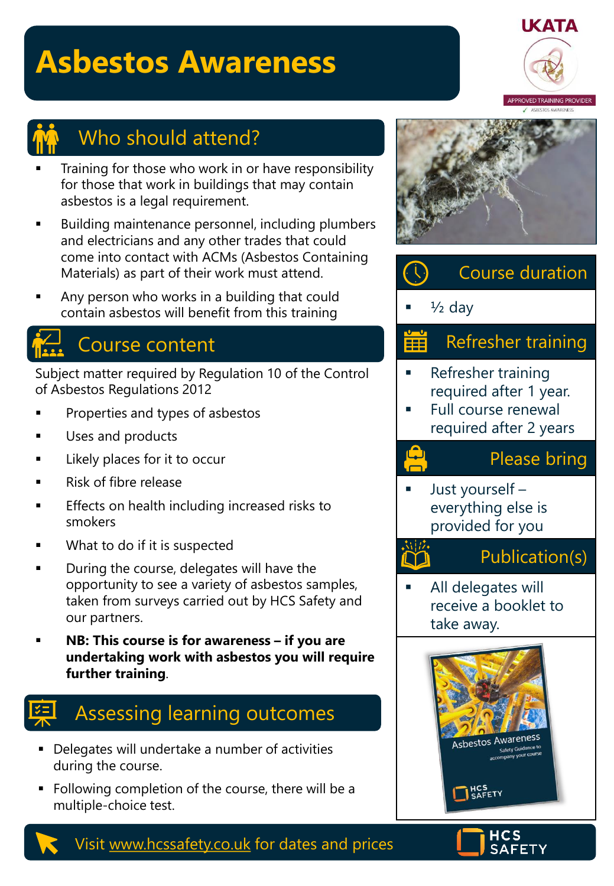# Asbestos Awareness

UKATA APPROVED TRAINING PROVIDER
✓ ASBESTOS AWARENESS

## Who should attend?

- Training for those who work in or have responsibility for those that work in buildings that may contain asbestos is a legal requirement.
- Building maintenance personnel, including plumbers and electricians and any other trades that could come into contact with ACMs (Asbestos Containing Materials) as part of their work must attend.
- Any person who works in a building that could contain asbestos will benefit from this training

## Course content

Subject matter required by Regulation 10 of the Control of Asbestos Regulations 2012

- Properties and types of asbestos
- Uses and products
- Likely places for it to occur
- Risk of fibre release
- Effects on health including increased risks to smokers
- What to do if it is suspected
- During the course, delegates will have the opportunity to see a variety of asbestos samples, taken from surveys carried out by HCS Safety and our partners.
- **NB: This course is for awareness – if you are undertaking work with asbestos you will require further training**.

## Assessing learning outcomes

- Delegates will undertake a number of activities during the course.
- Following completion of the course, there will be a multiple-choice test.

## Course duration

- ½ day

## Refresher training

- Refresher training required after 1 year.
- Full course renewal required after 2 years

## Please bring

- Just yourself – everything else is provided for you

## Publication(s)

- All delegates will receive a booklet to take away.

Asbestos Awareness
Safety Guidance to accompany your course
HCS SAFETY

Visit www.hcssafety.co.uk for dates and prices

HCS SAFETY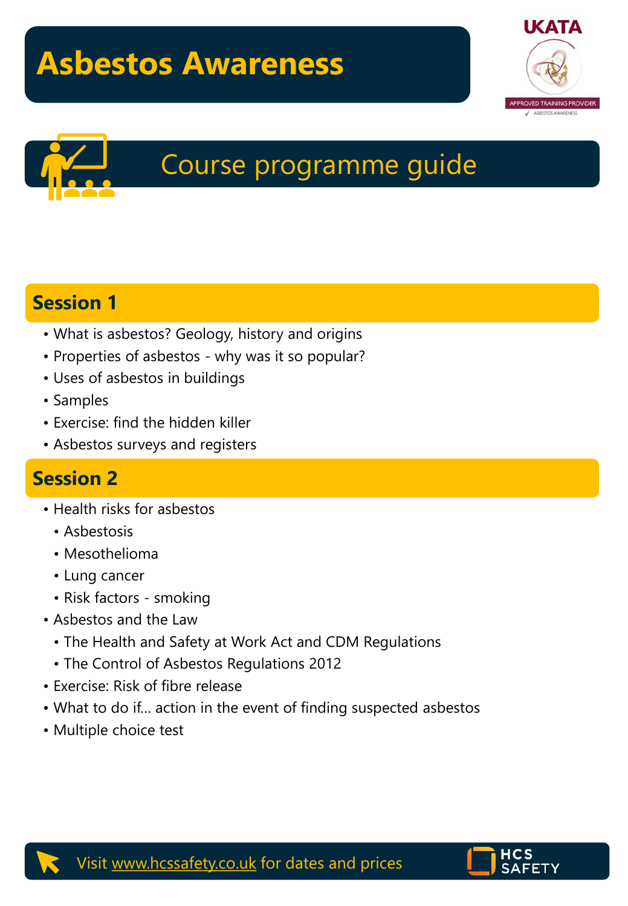# Asbestos Awareness

UKATA
APPROVED TRAINING PROVIDER
ASBESTOS AWARENESS

## Course programme guide

### Session 1

- What is asbestos? Geology, history and origins
- Properties of asbestos - why was it so popular?
- Uses of asbestos in buildings
- Samples
- Exercise: find the hidden killer
- Asbestos surveys and registers

### Session 2

- Health risks for asbestos
  - Asbestosis
  - Mesothelioma
  - Lung cancer
  - Risk factors - smoking
- Asbestos and the Law
  - The Health and Safety at Work Act and CDM Regulations
  - The Control of Asbestos Regulations 2012
- Exercise: Risk of fibre release
- What to do if... action in the event of finding suspected asbestos
- Multiple choice test

Visit www.hcssafety.co.uk for dates and prices

HCS SAFETY